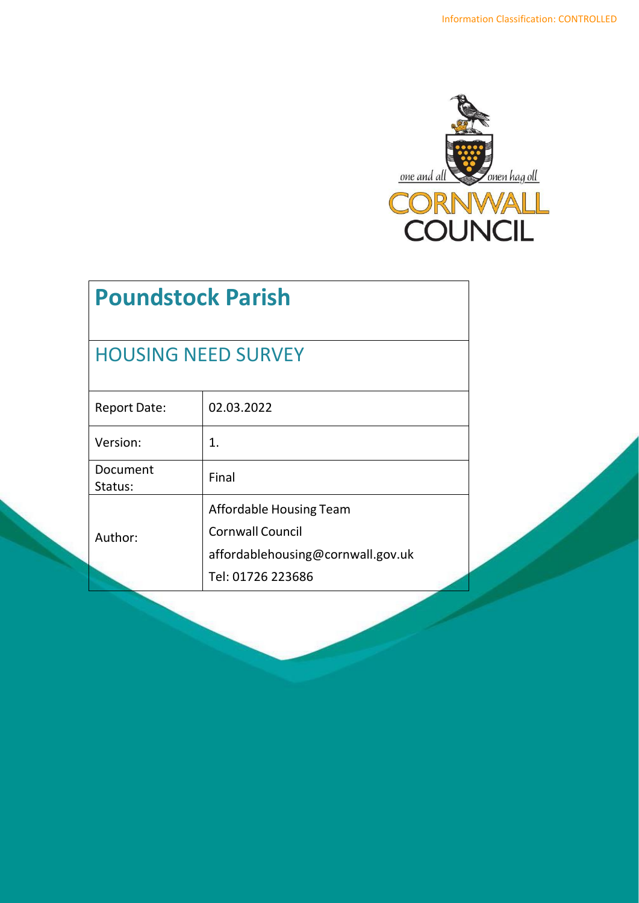Information Classification: CONTROLLED

# Poundstock Parish

## HOUSING NEED SURVEY

| | |
|---|---|
| Report Date: | 02.03.2022 |
| Version: | 1. |
| Document Status: | Final |
| Author: | Affordable Housing Team<br>Cornwall Council<br>affordablehousing@cornwall.gov.uk<br>Tel: 01726 223686 |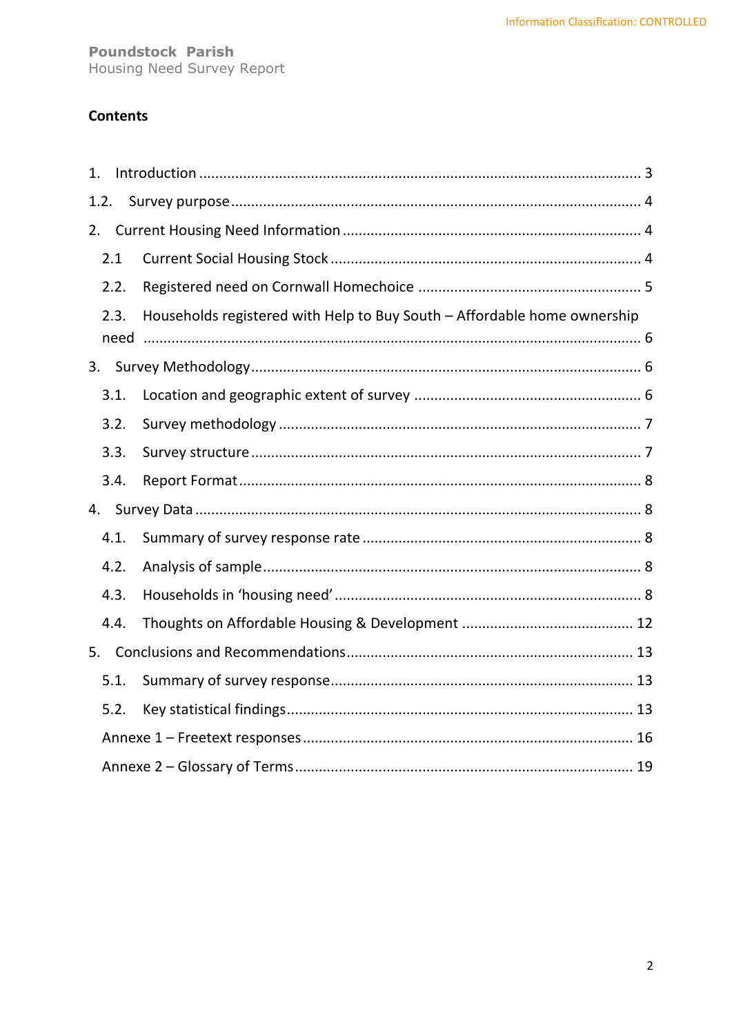## Contents

1. Introduction ..... 3

1.2. Survey purpose ..... 4

2. Current Housing Need Information ..... 4
   - 2.1 Current Social Housing Stock ..... 4
   - 2.2. Registered need on Cornwall Homechoice ..... 5
   - 2.3. Households registered with Help to Buy South – Affordable home ownership need ..... 6

3. Survey Methodology ..... 6
   - 3.1. Location and geographic extent of survey ..... 6
   - 3.2. Survey methodology ..... 7
   - 3.3. Survey structure ..... 7
   - 3.4. Report Format ..... 8

4. Survey Data ..... 8
   - 4.1. Summary of survey response rate ..... 8
   - 4.2. Analysis of sample ..... 8
   - 4.3. Households in 'housing need' ..... 8
   - 4.4. Thoughts on Affordable Housing & Development ..... 12

5. Conclusions and Recommendations ..... 13
   - 5.1. Summary of survey response ..... 13
   - 5.2. Key statistical findings ..... 13
   - Annexe 1 – Freetext responses ..... 16
   - Annexe 2 – Glossary of Terms ..... 19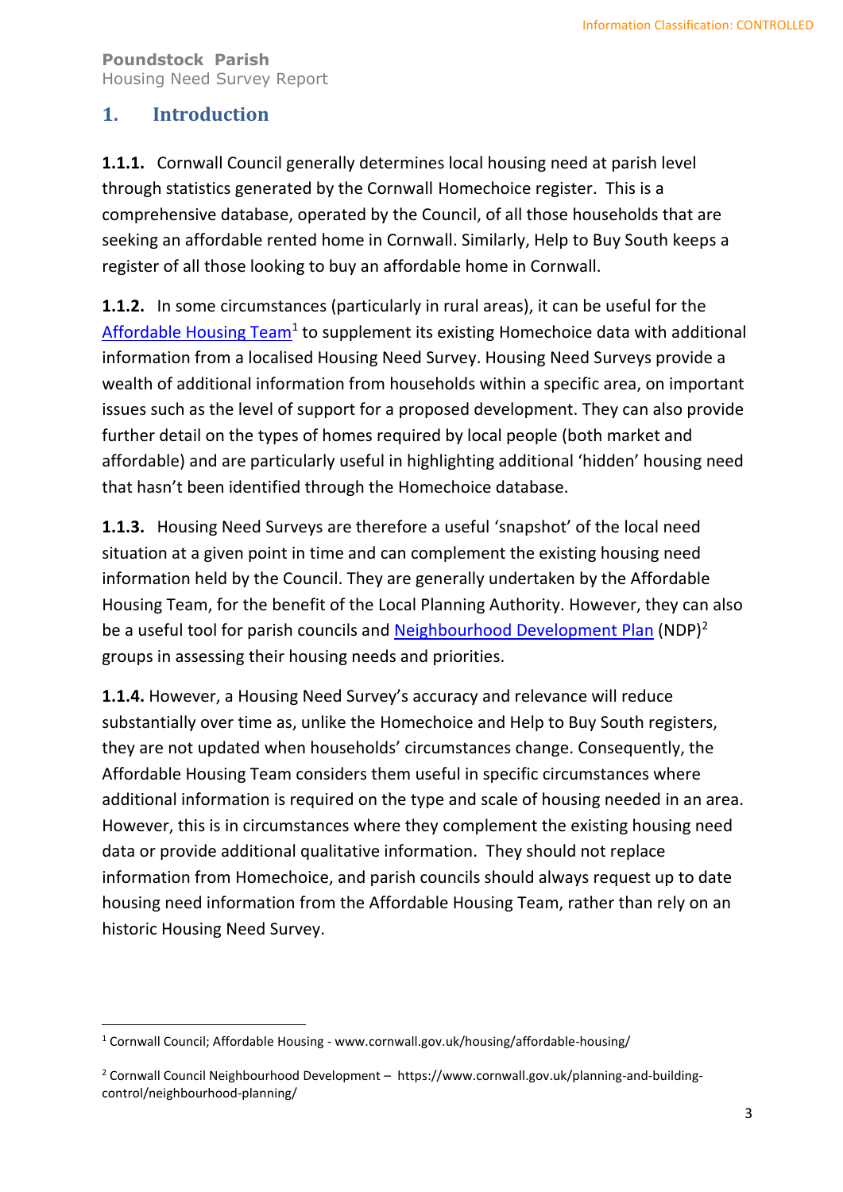# 1. Introduction

**1.1.1.** Cornwall Council generally determines local housing need at parish level through statistics generated by the Cornwall Homechoice register. This is a comprehensive database, operated by the Council, of all those households that are seeking an affordable rented home in Cornwall. Similarly, Help to Buy South keeps a register of all those looking to buy an affordable home in Cornwall.

**1.1.2.** In some circumstances (particularly in rural areas), it can be useful for the Affordable Housing Team[1] to supplement its existing Homechoice data with additional information from a localised Housing Need Survey. Housing Need Surveys provide a wealth of additional information from households within a specific area, on important issues such as the level of support for a proposed development. They can also provide further detail on the types of homes required by local people (both market and affordable) and are particularly useful in highlighting additional 'hidden' housing need that hasn't been identified through the Homechoice database.

**1.1.3.** Housing Need Surveys are therefore a useful 'snapshot' of the local need situation at a given point in time and can complement the existing housing need information held by the Council. They are generally undertaken by the Affordable Housing Team, for the benefit of the Local Planning Authority. However, they can also be a useful tool for parish councils and Neighbourhood Development Plan (NDP)[2] groups in assessing their housing needs and priorities.

**1.1.4.** However, a Housing Need Survey's accuracy and relevance will reduce substantially over time as, unlike the Homechoice and Help to Buy South registers, they are not updated when households' circumstances change. Consequently, the Affordable Housing Team considers them useful in specific circumstances where additional information is required on the type and scale of housing needed in an area. However, this is in circumstances where they complement the existing housing need data or provide additional qualitative information. They should not replace information from Homechoice, and parish councils should always request up to date housing need information from the Affordable Housing Team, rather than rely on an historic Housing Need Survey.

---

[1] Cornwall Council; Affordable Housing - www.cornwall.gov.uk/housing/affordable-housing/

[2] Cornwall Council Neighbourhood Development – https://www.cornwall.gov.uk/planning-and-building-control/neighbourhood-planning/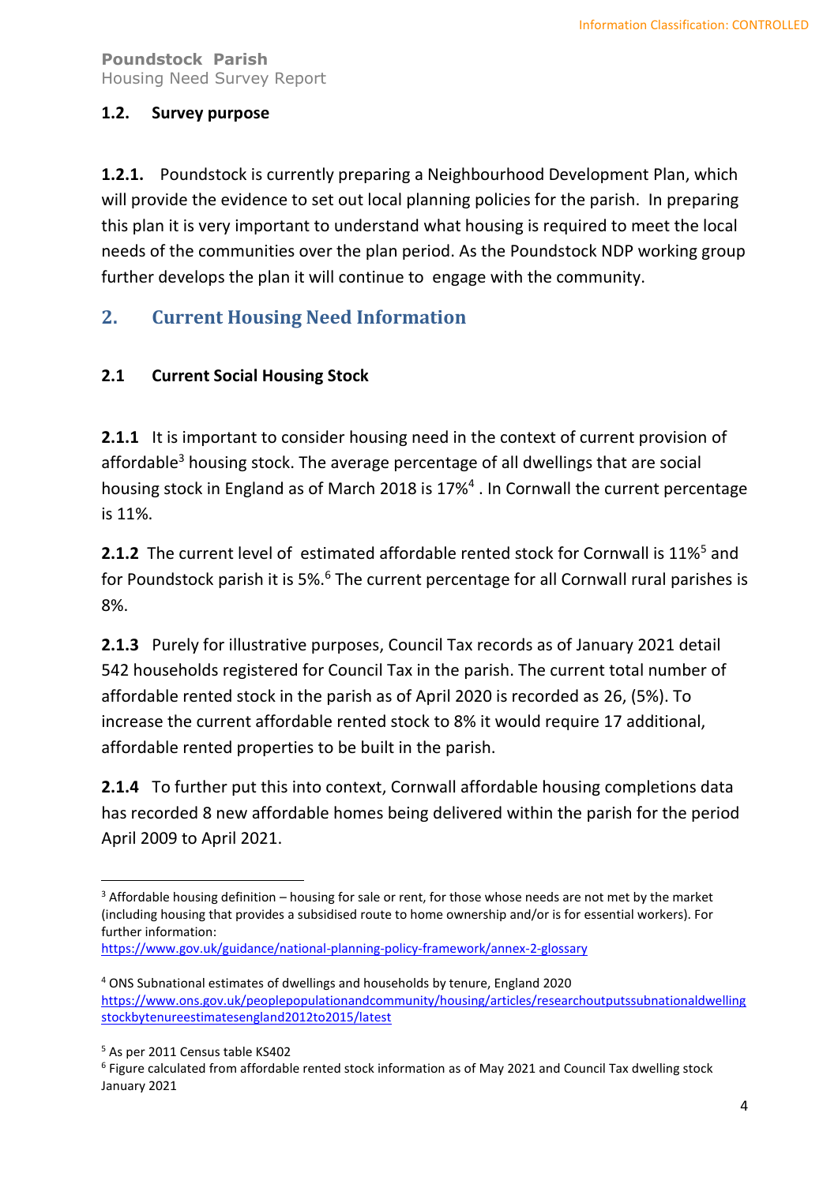### 1.2. Survey purpose

**1.2.1.** Poundstock is currently preparing a Neighbourhood Development Plan, which will provide the evidence to set out local planning policies for the parish. In preparing this plan it is very important to understand what housing is required to meet the local needs of the communities over the plan period. As the Poundstock NDP working group further develops the plan it will continue to engage with the community.

## 2. Current Housing Need Information

### 2.1 Current Social Housing Stock

**2.1.1** It is important to consider housing need in the context of current provision of affordable[3] housing stock. The average percentage of all dwellings that are social housing stock in England as of March 2018 is 17%[4] . In Cornwall the current percentage is 11%.

**2.1.2** The current level of estimated affordable rented stock for Cornwall is 11%[5] and for Poundstock parish it is 5%.[6] The current percentage for all Cornwall rural parishes is 8%.

**2.1.3** Purely for illustrative purposes, Council Tax records as of January 2021 detail 542 households registered for Council Tax in the parish. The current total number of affordable rented stock in the parish as of April 2020 is recorded as 26, (5%). To increase the current affordable rented stock to 8% it would require 17 additional, affordable rented properties to be built in the parish.

**2.1.4** To further put this into context, Cornwall affordable housing completions data has recorded 8 new affordable homes being delivered within the parish for the period April 2009 to April 2021.

---

[3] Affordable housing definition – housing for sale or rent, for those whose needs are not met by the market (including housing that provides a subsidised route to home ownership and/or is for essential workers). For further information: https://www.gov.uk/guidance/national-planning-policy-framework/annex-2-glossary

[4] ONS Subnational estimates of dwellings and households by tenure, England 2020 https://www.ons.gov.uk/peoplepopulationandcommunity/housing/articles/researchoutputssubnationaldwellingstockbytenureestimatesengland2012to2015/latest

[5] As per 2011 Census table KS402

[6] Figure calculated from affordable rented stock information as of May 2021 and Council Tax dwelling stock January 2021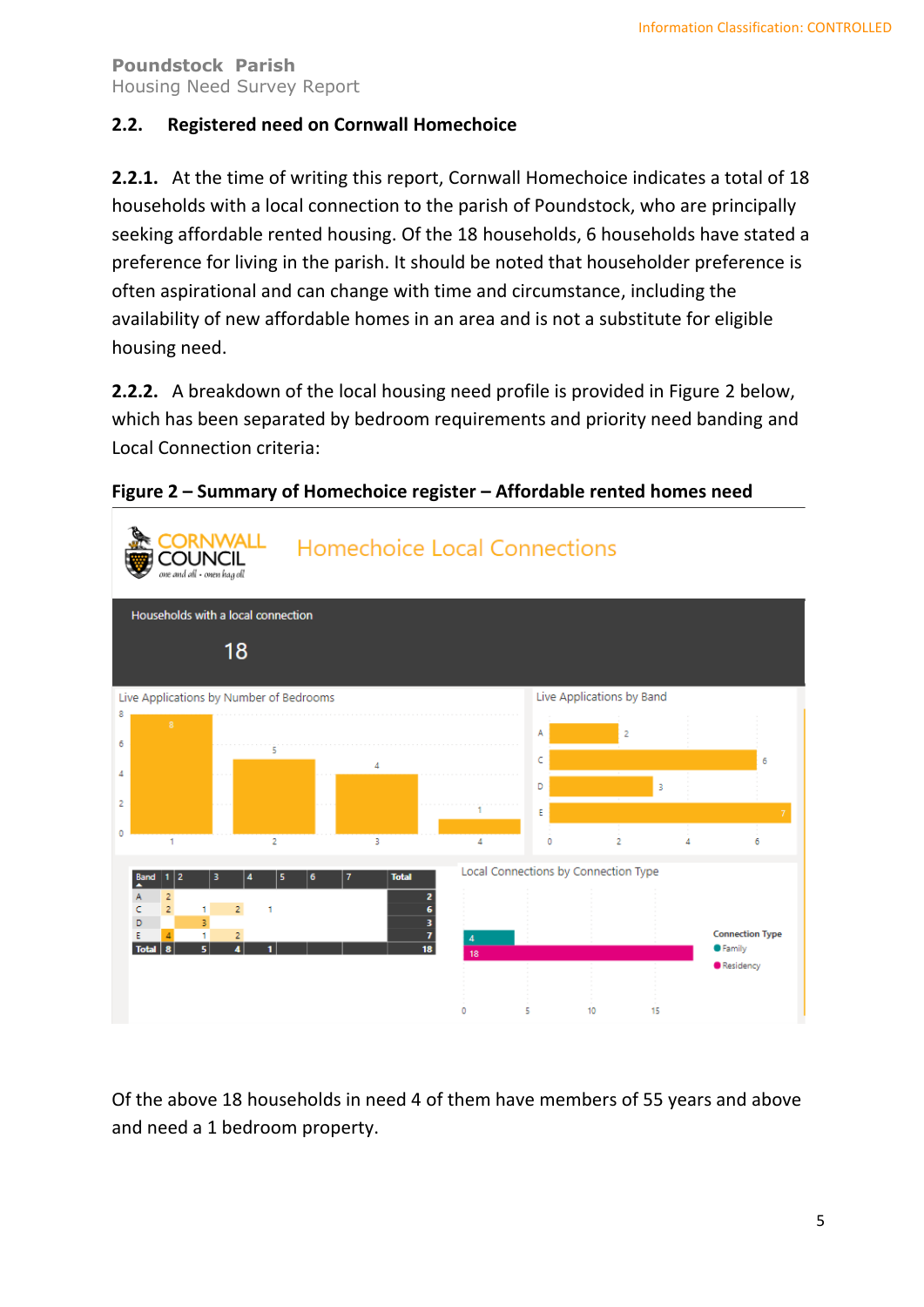## 2.2. Registered need on Cornwall Homechoice

**2.2.1.** At the time of writing this report, Cornwall Homechoice indicates a total of 18 households with a local connection to the parish of Poundstock, who are principally seeking affordable rented housing. Of the 18 households, 6 households have stated a preference for living in the parish. It should be noted that householder preference is often aspirational and can change with time and circumstance, including the availability of new affordable homes in an area and is not a substitute for eligible housing need.

**2.2.2.** A breakdown of the local housing need profile is provided in Figure 2 below, which has been separated by bedroom requirements and priority need banding and Local Connection criteria:

**Figure 2 – Summary of Homechoice register – Affordable rented homes need**

CORNWALL COUNCIL — Homechoice Local Connections

Households with a local connection: 18

Live Applications by Number of Bedrooms

| Bedrooms | 1 | 2 | 3 | 4 |
|---|---|---|---|---|
| Applications | 8 | 5 | 4 | 1 |

Live Applications by Band

| Band | A | C | D | E |
|---|---|---|---|---|
| Applications | 2 | 6 | 3 | 7 |

| Band | 1 | 2 | 3 | 4 | 5 | 6 | 7 | Total |
|---|---|---|---|---|---|---|---|---|
| A | 2 | | | | | | | 2 |
| C | 2 | 1 | 2 | 1 | | | | 6 |
| D | | 3 | | | | | | 3 |
| E | 4 | 1 | 2 | | | | | 7 |
| Total | 8 | 5 | 4 | 1 | | | | 18 |

Local Connections by Connection Type

| Connection Type | Households |
|---|---|
| Family | 4 |
| Residency | 18 |

Of the above 18 households in need 4 of them have members of 55 years and above and need a 1 bedroom property.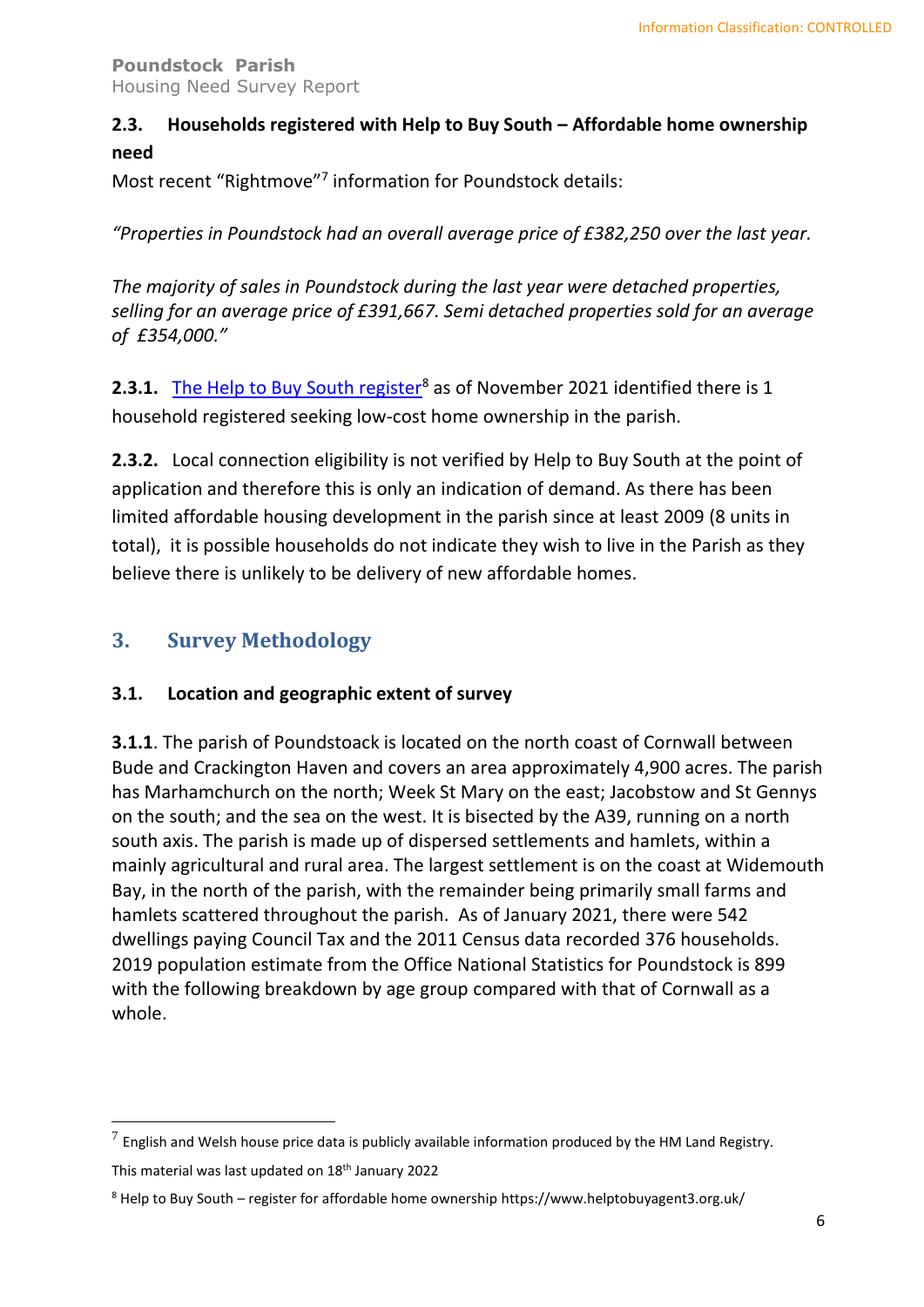### 2.3. Households registered with Help to Buy South – Affordable home ownership need

Most recent "Rightmove"[7] information for Poundstock details:

*"Properties in Poundstock had an overall average price of £382,250 over the last year.*

*The majority of sales in Poundstock during the last year were detached properties, selling for an average price of £391,667. Semi detached properties sold for an average of £354,000."*

**2.3.1.** The Help to Buy South register[8] as of November 2021 identified there is 1 household registered seeking low-cost home ownership in the parish.

**2.3.2.** Local connection eligibility is not verified by Help to Buy South at the point of application and therefore this is only an indication of demand. As there has been limited affordable housing development in the parish since at least 2009 (8 units in total), it is possible households do not indicate they wish to live in the Parish as they believe there is unlikely to be delivery of new affordable homes.

## 3. Survey Methodology

### 3.1. Location and geographic extent of survey

**3.1.1**. The parish of Poundstoack is located on the north coast of Cornwall between Bude and Crackington Haven and covers an area approximately 4,900 acres. The parish has Marhamchurch on the north; Week St Mary on the east; Jacobstow and St Gennys on the south; and the sea on the west. It is bisected by the A39, running on a north south axis. The parish is made up of dispersed settlements and hamlets, within a mainly agricultural and rural area. The largest settlement is on the coast at Widemouth Bay, in the north of the parish, with the remainder being primarily small farms and hamlets scattered throughout the parish. As of January 2021, there were 542 dwellings paying Council Tax and the 2011 Census data recorded 376 households. 2019 population estimate from the Office National Statistics for Poundstock is 899 with the following breakdown by age group compared with that of Cornwall as a whole.

---

[7] English and Welsh house price data is publicly available information produced by the HM Land Registry. This material was last updated on 18th January 2022

[8] Help to Buy South – register for affordable home ownership https://www.helptobuyagent3.org.uk/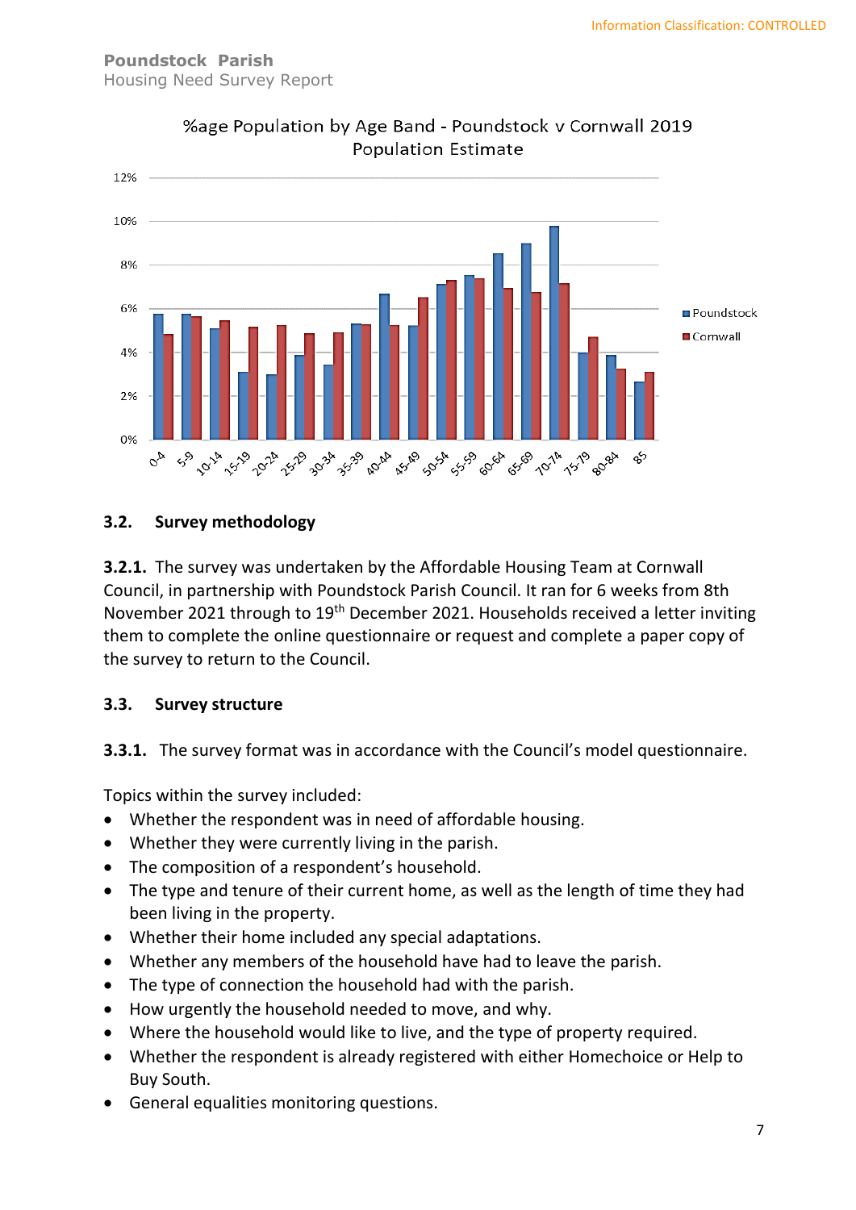%age Population by Age Band - Poundstock v Cornwall 2019 Population Estimate

### 3.2. Survey methodology

**3.2.1.** The survey was undertaken by the Affordable Housing Team at Cornwall Council, in partnership with Poundstock Parish Council. It ran for 6 weeks from 8th November 2021 through to 19th December 2021. Households received a letter inviting them to complete the online questionnaire or request and complete a paper copy of the survey to return to the Council.

### 3.3. Survey structure

**3.3.1.** The survey format was in accordance with the Council's model questionnaire.

Topics within the survey included:

- Whether the respondent was in need of affordable housing.
- Whether they were currently living in the parish.
- The composition of a respondent's household.
- The type and tenure of their current home, as well as the length of time they had been living in the property.
- Whether their home included any special adaptations.
- Whether any members of the household have had to leave the parish.
- The type of connection the household had with the parish.
- How urgently the household needed to move, and why.
- Where the household would like to live, and the type of property required.
- Whether the respondent is already registered with either Homechoice or Help to Buy South.
- General equalities monitoring questions.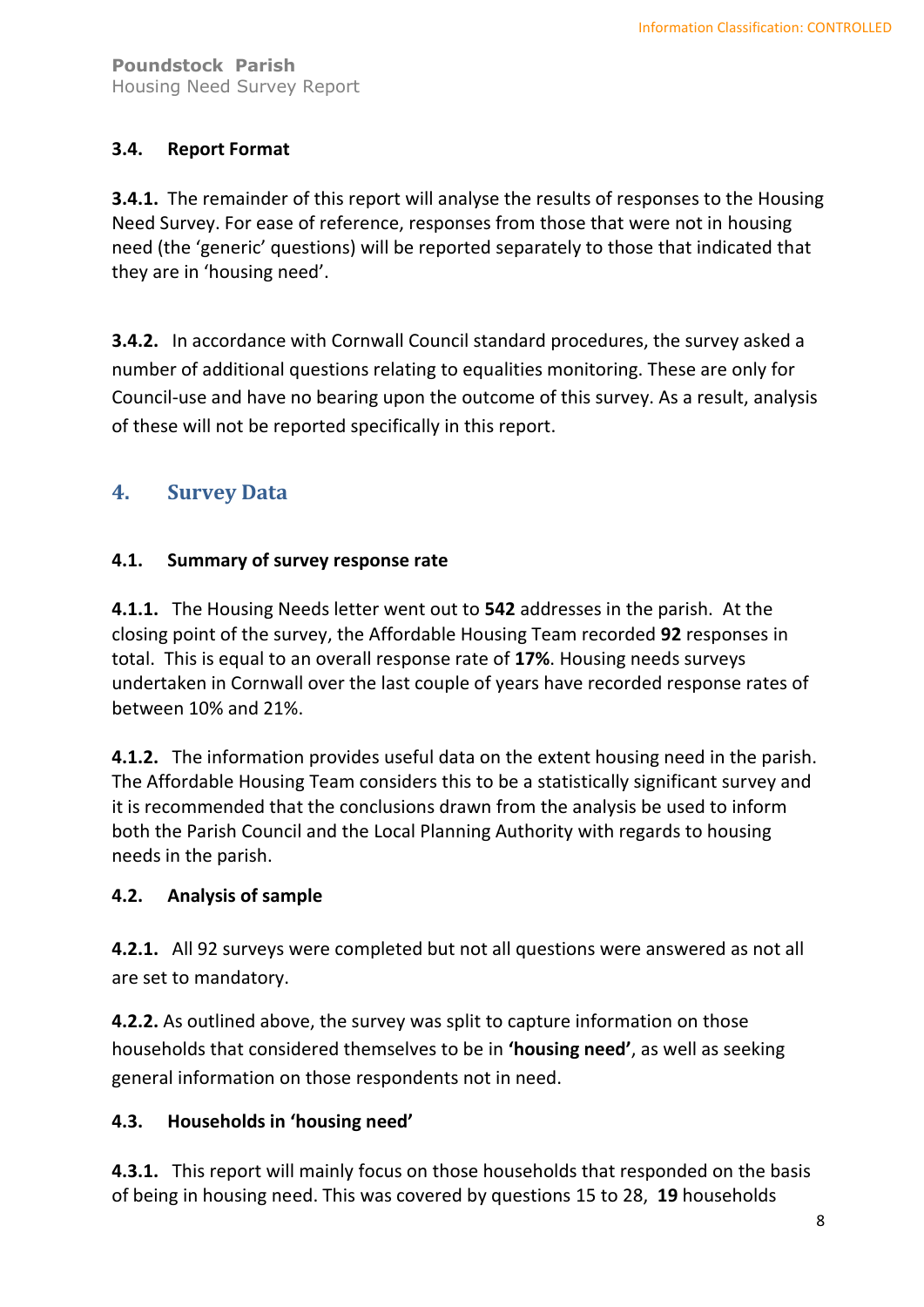### 3.4. Report Format

**3.4.1.** The remainder of this report will analyse the results of responses to the Housing Need Survey. For ease of reference, responses from those that were not in housing need (the 'generic' questions) will be reported separately to those that indicated that they are in 'housing need'.

**3.4.2.** In accordance with Cornwall Council standard procedures, the survey asked a number of additional questions relating to equalities monitoring. These are only for Council-use and have no bearing upon the outcome of this survey. As a result, analysis of these will not be reported specifically in this report.

## 4. Survey Data

### 4.1. Summary of survey response rate

**4.1.1.** The Housing Needs letter went out to **542** addresses in the parish. At the closing point of the survey, the Affordable Housing Team recorded **92** responses in total. This is equal to an overall response rate of **17%**. Housing needs surveys undertaken in Cornwall over the last couple of years have recorded response rates of between 10% and 21%.

**4.1.2.** The information provides useful data on the extent housing need in the parish. The Affordable Housing Team considers this to be a statistically significant survey and it is recommended that the conclusions drawn from the analysis be used to inform both the Parish Council and the Local Planning Authority with regards to housing needs in the parish.

### 4.2. Analysis of sample

**4.2.1.** All 92 surveys were completed but not all questions were answered as not all are set to mandatory.

**4.2.2.** As outlined above, the survey was split to capture information on those households that considered themselves to be in **'housing need'**, as well as seeking general information on those respondents not in need.

### 4.3. Households in 'housing need'

**4.3.1.** This report will mainly focus on those households that responded on the basis of being in housing need. This was covered by questions 15 to 28, **19** households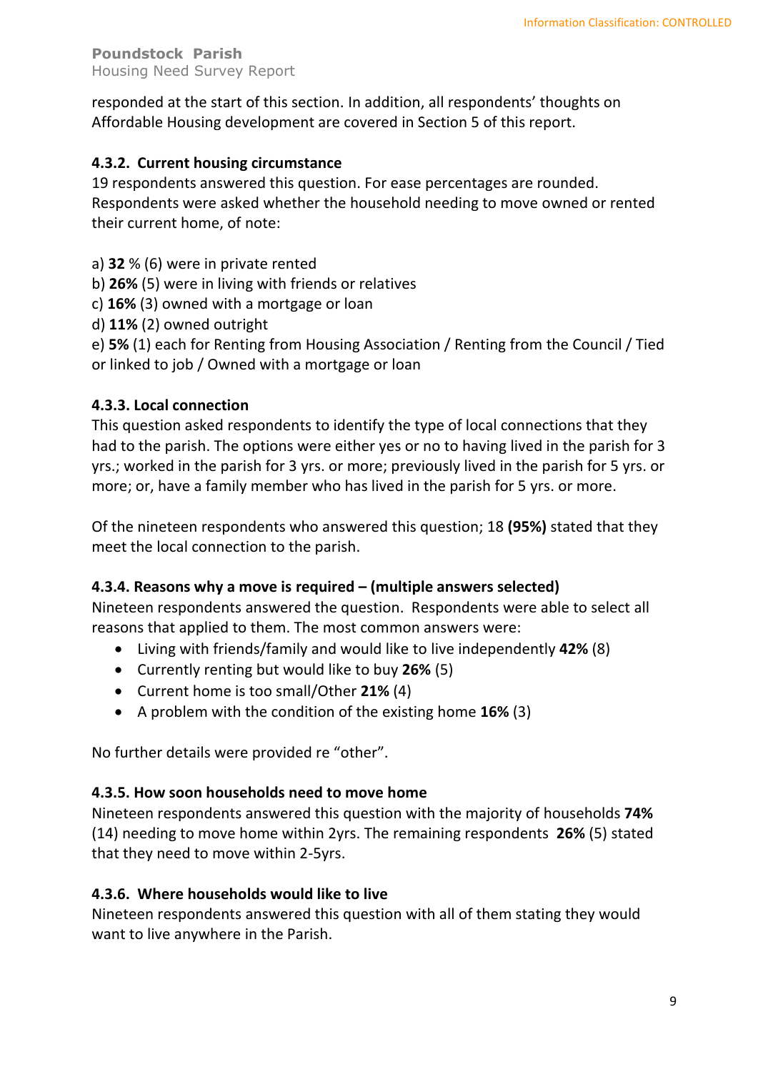responded at the start of this section. In addition, all respondents' thoughts on Affordable Housing development are covered in Section 5 of this report.

#### 4.3.2. Current housing circumstance

19 respondents answered this question. For ease percentages are rounded. Respondents were asked whether the household needing to move owned or rented their current home, of note:

a) **32** % (6) were in private rented
b) **26%** (5) were in living with friends or relatives
c) **16%** (3) owned with a mortgage or loan
d) **11%** (2) owned outright
e) **5%** (1) each for Renting from Housing Association / Renting from the Council / Tied or linked to job / Owned with a mortgage or loan

#### 4.3.3. Local connection

This question asked respondents to identify the type of local connections that they had to the parish. The options were either yes or no to having lived in the parish for 3 yrs.; worked in the parish for 3 yrs. or more; previously lived in the parish for 5 yrs. or more; or, have a family member who has lived in the parish for 5 yrs. or more.

Of the nineteen respondents who answered this question; 18 **(95%)** stated that they meet the local connection to the parish.

#### 4.3.4. Reasons why a move is required – (multiple answers selected)

Nineteen respondents answered the question. Respondents were able to select all reasons that applied to them. The most common answers were:

- Living with friends/family and would like to live independently **42%** (8)
- Currently renting but would like to buy **26%** (5)
- Current home is too small/Other **21%** (4)
- A problem with the condition of the existing home **16%** (3)

No further details were provided re "other".

#### 4.3.5. How soon households need to move home

Nineteen respondents answered this question with the majority of households **74%** (14) needing to move home within 2yrs. The remaining respondents **26%** (5) stated that they need to move within 2-5yrs.

#### 4.3.6. Where households would like to live

Nineteen respondents answered this question with all of them stating they would want to live anywhere in the Parish.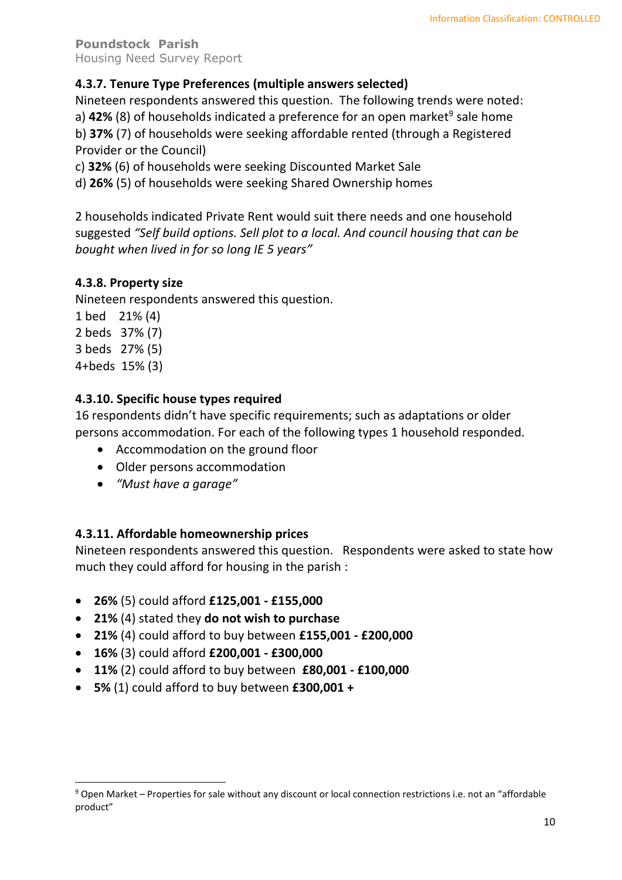#### 4.3.7. Tenure Type Preferences (multiple answers selected)

Nineteen respondents answered this question. The following trends were noted:

a) **42%** (8) of households indicated a preference for an open market[9] sale home
b) **37%** (7) of households were seeking affordable rented (through a Registered Provider or the Council)
c) **32%** (6) of households were seeking Discounted Market Sale
d) **26%** (5) of households were seeking Shared Ownership homes

2 households indicated Private Rent would suit there needs and one household suggested *"Self build options. Sell plot to a local. And council housing that can be bought when lived in for so long IE 5 years"*

#### 4.3.8. Property size

Nineteen respondents answered this question.

1 bed 21% (4)
2 beds 37% (7)
3 beds 27% (5)
4+beds 15% (3)

#### 4.3.10. Specific house types required

16 respondents didn't have specific requirements; such as adaptations or older persons accommodation. For each of the following types 1 household responded.

- Accommodation on the ground floor
- Older persons accommodation
- *"Must have a garage"*

#### 4.3.11. Affordable homeownership prices

Nineteen respondents answered this question. Respondents were asked to state how much they could afford for housing in the parish :

- **26%** (5) could afford **£125,001 - £155,000**
- **21%** (4) stated they **do not wish to purchase**
- **21%** (4) could afford to buy between **£155,001 - £200,000**
- **16%** (3) could afford **£200,001 - £300,000**
- **11%** (2) could afford to buy between **£80,001 - £100,000**
- **5%** (1) could afford to buy between **£300,001 +**

[9] Open Market – Properties for sale without any discount or local connection restrictions i.e. not an "affordable product"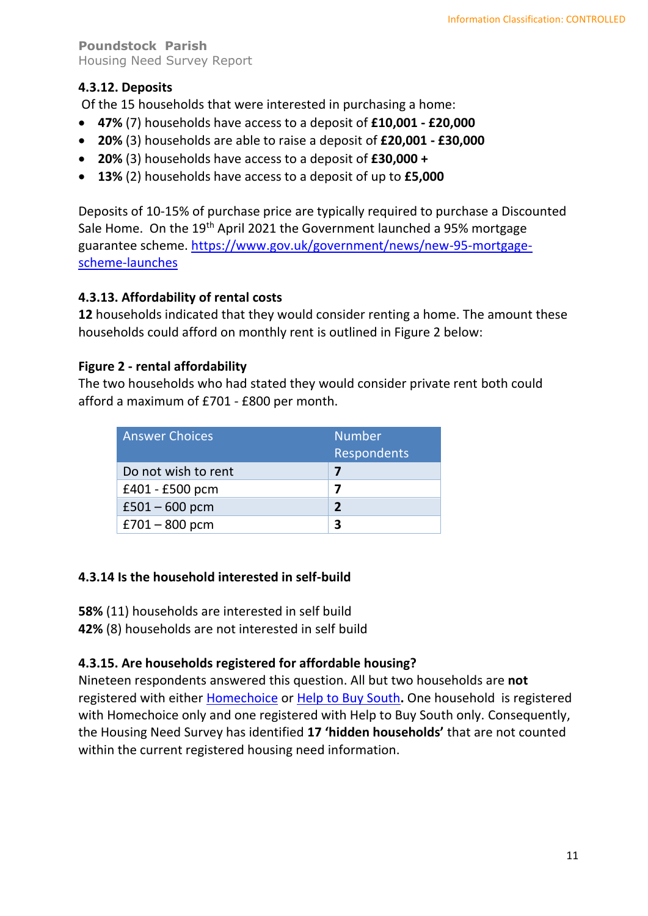#### 4.3.12. Deposits

Of the 15 households that were interested in purchasing a home:

- **47%** (7) households have access to a deposit of **£10,001 - £20,000**
- **20%** (3) households are able to raise a deposit of **£20,001 - £30,000**
- **20%** (3) households have access to a deposit of **£30,000 +**
- **13%** (2) households have access to a deposit of up to **£5,000**

Deposits of 10-15% of purchase price are typically required to purchase a Discounted Sale Home. On the 19th April 2021 the Government launched a 95% mortgage guarantee scheme. https://www.gov.uk/government/news/new-95-mortgage-scheme-launches

#### 4.3.13. Affordability of rental costs

**12** households indicated that they would consider renting a home. The amount these households could afford on monthly rent is outlined in Figure 2 below:

**Figure 2 - rental affordability**

The two households who had stated they would consider private rent both could afford a maximum of £701 - £800 per month.

| Answer Choices | Number Respondents |
|---|---|
| Do not wish to rent | **7** |
| £401 - £500 pcm | **7** |
| £501 – 600 pcm | **2** |
| £701 – 800 pcm | **3** |

#### 4.3.14 Is the household interested in self-build

**58%** (11) households are interested in self build

**42%** (8) households are not interested in self build

#### 4.3.15. Are households registered for affordable housing?

Nineteen respondents answered this question. All but two households are **not** registered with either Homechoice or Help to Buy South**.** One household is registered with Homechoice only and one registered with Help to Buy South only. Consequently, the Housing Need Survey has identified **17 'hidden households'** that are not counted within the current registered housing need information.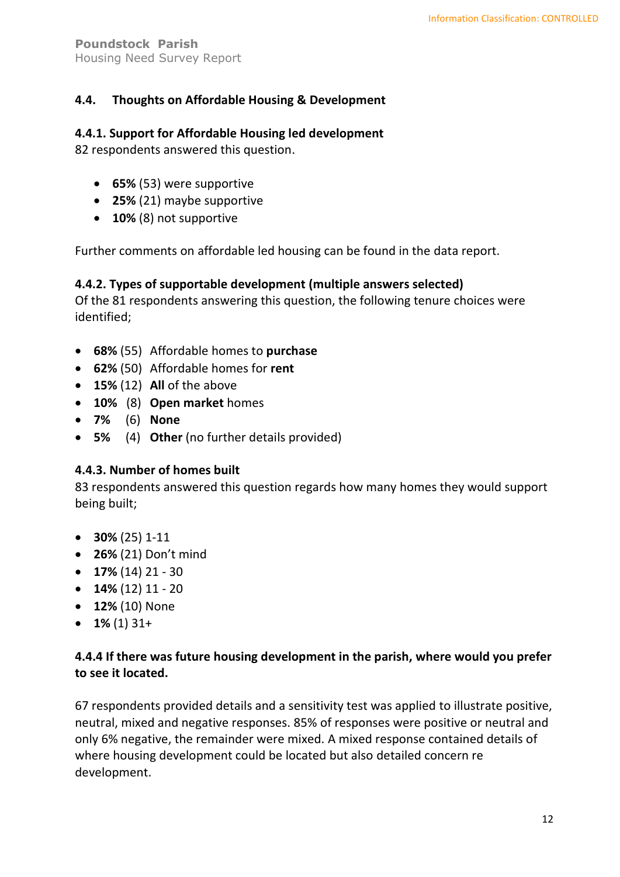## 4.4. Thoughts on Affordable Housing & Development

### 4.4.1. Support for Affordable Housing led development

82 respondents answered this question.

- **65%** (53) were supportive
- **25%** (21) maybe supportive
- **10%** (8) not supportive

Further comments on affordable led housing can be found in the data report.

### 4.4.2. Types of supportable development (multiple answers selected)

Of the 81 respondents answering this question, the following tenure choices were identified;

- **68%** (55) Affordable homes to **purchase**
- **62%** (50) Affordable homes for **rent**
- **15%** (12) **All** of the above
- **10%** (8) **Open market** homes
- **7%** (6) **None**
- **5%** (4) **Other** (no further details provided)

### 4.4.3. Number of homes built

83 respondents answered this question regards how many homes they would support being built;

- **30%** (25) 1-11
- **26%** (21) Don't mind
- **17%** (14) 21 - 30
- **14%** (12) 11 - 20
- **12%** (10) None
- **1%** (1) 31+

### 4.4.4 If there was future housing development in the parish, where would you prefer to see it located.

67 respondents provided details and a sensitivity test was applied to illustrate positive, neutral, mixed and negative responses. 85% of responses were positive or neutral and only 6% negative, the remainder were mixed. A mixed response contained details of where housing development could be located but also detailed concern re development.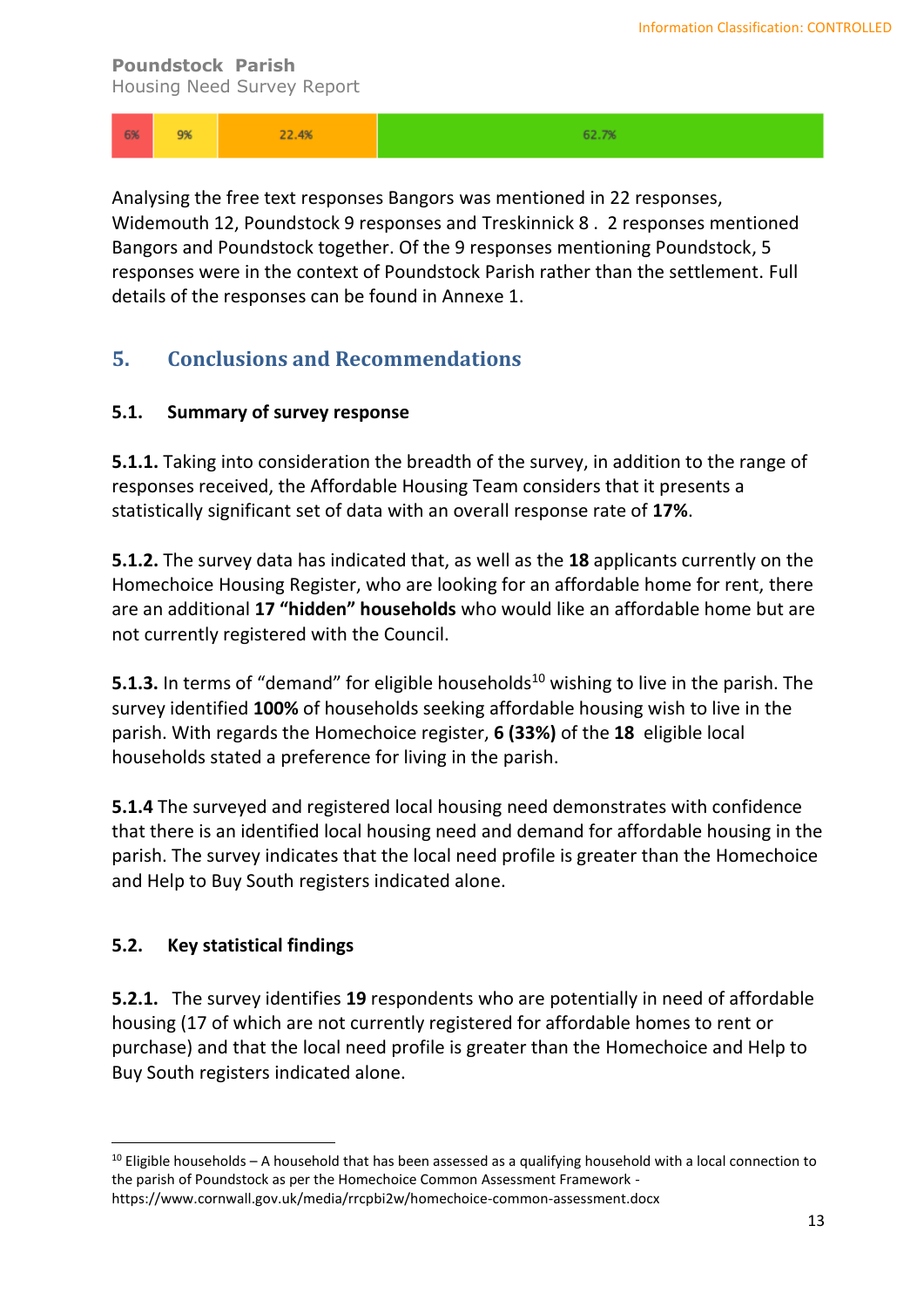| 6% | 9% | 22.4% | 62.7% |
|---|---|---|---|

Analysing the free text responses Bangors was mentioned in 22 responses, Widemouth 12, Poundstock 9 responses and Treskinnick 8 . 2 responses mentioned Bangors and Poundstock together. Of the 9 responses mentioning Poundstock, 5 responses were in the context of Poundstock Parish rather than the settlement. Full details of the responses can be found in Annexe 1.

## 5. Conclusions and Recommendations

### 5.1. Summary of survey response

**5.1.1.** Taking into consideration the breadth of the survey, in addition to the range of responses received, the Affordable Housing Team considers that it presents a statistically significant set of data with an overall response rate of **17%**.

**5.1.2.** The survey data has indicated that, as well as the **18** applicants currently on the Homechoice Housing Register, who are looking for an affordable home for rent, there are an additional **17 "hidden" households** who would like an affordable home but are not currently registered with the Council.

**5.1.3.** In terms of "demand" for eligible households[10] wishing to live in the parish. The survey identified **100%** of households seeking affordable housing wish to live in the parish. With regards the Homechoice register, **6 (33%)** of the **18** eligible local households stated a preference for living in the parish.

**5.1.4** The surveyed and registered local housing need demonstrates with confidence that there is an identified local housing need and demand for affordable housing in the parish. The survey indicates that the local need profile is greater than the Homechoice and Help to Buy South registers indicated alone.

### 5.2. Key statistical findings

**5.2.1.** The survey identifies **19** respondents who are potentially in need of affordable housing (17 of which are not currently registered for affordable homes to rent or purchase) and that the local need profile is greater than the Homechoice and Help to Buy South registers indicated alone.

[10] Eligible households – A household that has been assessed as a qualifying household with a local connection to the parish of Poundstock as per the Homechoice Common Assessment Framework - https://www.cornwall.gov.uk/media/rrcpbi2w/homechoice-common-assessment.docx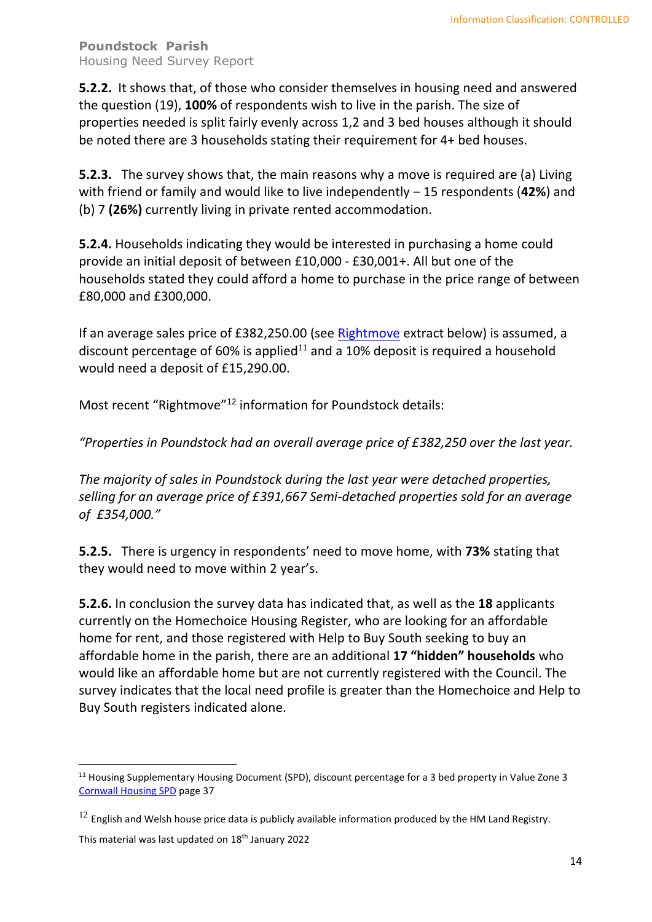**5.2.2.** It shows that, of those who consider themselves in housing need and answered the question (19), **100%** of respondents wish to live in the parish. The size of properties needed is split fairly evenly across 1,2 and 3 bed houses although it should be noted there are 3 households stating their requirement for 4+ bed houses.

**5.2.3.** The survey shows that, the main reasons why a move is required are (a) Living with friend or family and would like to live independently – 15 respondents (**42%**) and (b) 7 **(26%)** currently living in private rented accommodation.

**5.2.4.** Households indicating they would be interested in purchasing a home could provide an initial deposit of between £10,000 - £30,001+. All but one of the households stated they could afford a home to purchase in the price range of between £80,000 and £300,000.

If an average sales price of £382,250.00 (see Rightmove extract below) is assumed, a discount percentage of 60% is applied[11] and a 10% deposit is required a household would need a deposit of £15,290.00.

Most recent "Rightmove"[12] information for Poundstock details:

*"Properties in Poundstock had an overall average price of £382,250 over the last year.*

*The majority of sales in Poundstock during the last year were detached properties, selling for an average price of £391,667 Semi-detached properties sold for an average of £354,000."*

**5.2.5.** There is urgency in respondents' need to move home, with **73%** stating that they would need to move within 2 year's.

**5.2.6.** In conclusion the survey data has indicated that, as well as the **18** applicants currently on the Homechoice Housing Register, who are looking for an affordable home for rent, and those registered with Help to Buy South seeking to buy an affordable home in the parish, there are an additional **17 "hidden" households** who would like an affordable home but are not currently registered with the Council. The survey indicates that the local need profile is greater than the Homechoice and Help to Buy South registers indicated alone.

---

[11] Housing Supplementary Housing Document (SPD), discount percentage for a 3 bed property in Value Zone 3 Cornwall Housing SPD page 37

[12] English and Welsh house price data is publicly available information produced by the HM Land Registry. This material was last updated on 18th January 2022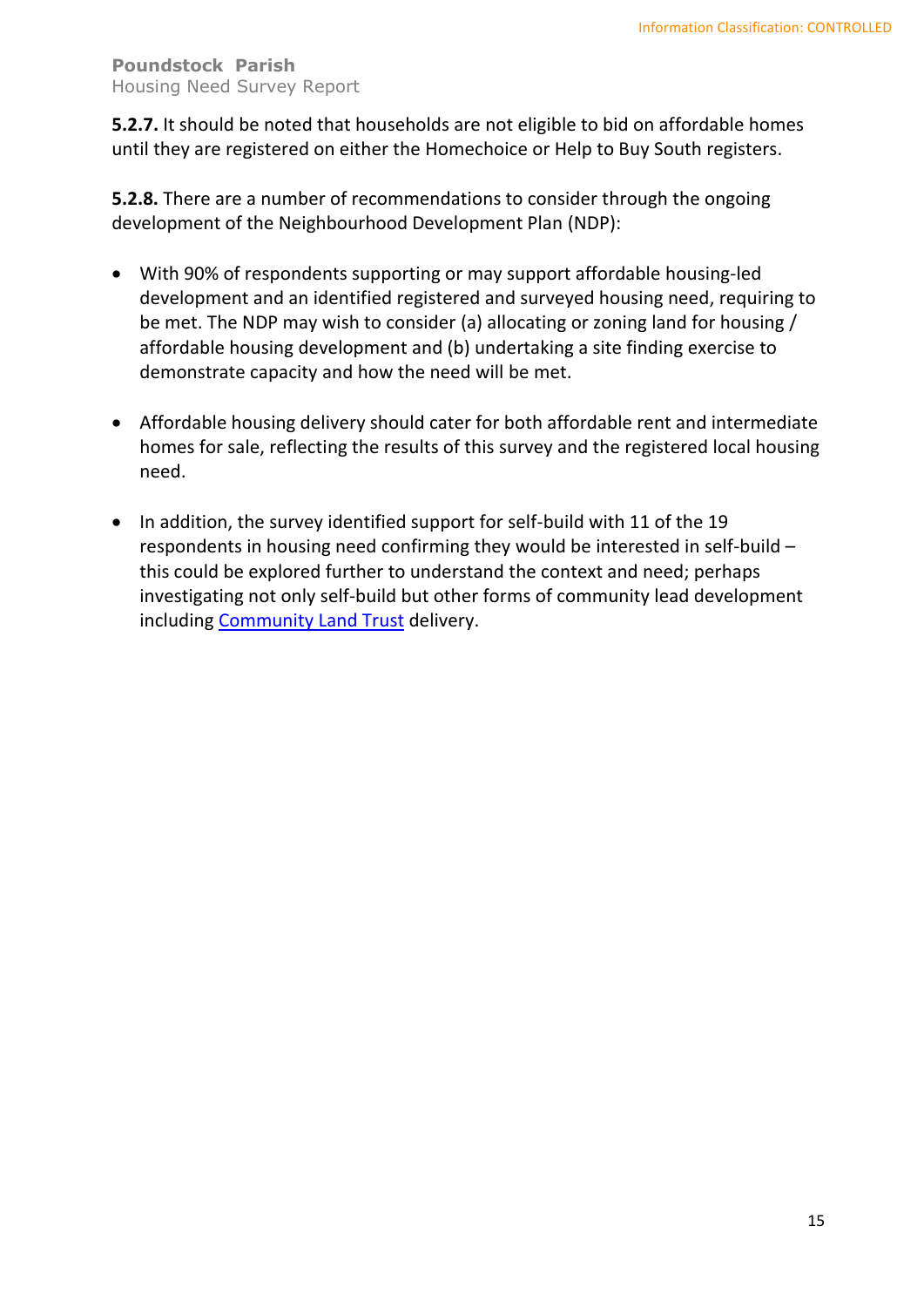**5.2.7.** It should be noted that households are not eligible to bid on affordable homes until they are registered on either the Homechoice or Help to Buy South registers.

**5.2.8.** There are a number of recommendations to consider through the ongoing development of the Neighbourhood Development Plan (NDP):

- With 90% of respondents supporting or may support affordable housing-led development and an identified registered and surveyed housing need, requiring to be met. The NDP may wish to consider (a) allocating or zoning land for housing / affordable housing development and (b) undertaking a site finding exercise to demonstrate capacity and how the need will be met.

- Affordable housing delivery should cater for both affordable rent and intermediate homes for sale, reflecting the results of this survey and the registered local housing need.

- In addition, the survey identified support for self-build with 11 of the 19 respondents in housing need confirming they would be interested in self-build – this could be explored further to understand the context and need; perhaps investigating not only self-build but other forms of community lead development including Community Land Trust delivery.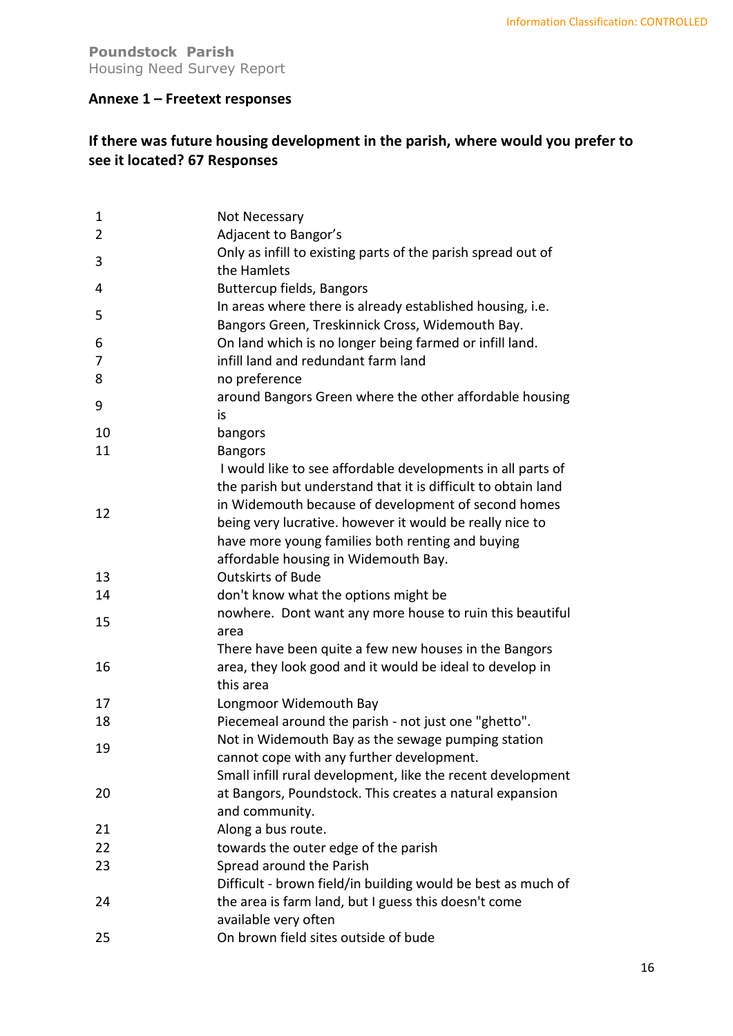## Annexe 1 – Freetext responses

### If there was future housing development in the parish, where would you prefer to see it located? 67 Responses

| | |
|---|---|
| 1 | Not Necessary |
| 2 | Adjacent to Bangor's |
| 3 | Only as infill to existing parts of the parish spread out of the Hamlets |
| 4 | Buttercup fields, Bangors |
| 5 | In areas where there is already established housing, i.e. Bangors Green, Treskinnick Cross, Widemouth Bay. |
| 6 | On land which is no longer being farmed or infill land. |
| 7 | infill land and redundant farm land |
| 8 | no preference |
| 9 | around Bangors Green where the other affordable housing is |
| 10 | bangors |
| 11 | Bangors |
| 12 | I would like to see affordable developments in all parts of the parish but understand that it is difficult to obtain land in Widemouth because of development of second homes being very lucrative. however it would be really nice to have more young families both renting and buying affordable housing in Widemouth Bay. |
| 13 | Outskirts of Bude |
| 14 | don't know what the options might be |
| 15 | nowhere. Dont want any more house to ruin this beautiful area |
| 16 | There have been quite a few new houses in the Bangors area, they look good and it would be ideal to develop in this area |
| 17 | Longmoor Widemouth Bay |
| 18 | Piecemeal around the parish - not just one "ghetto". |
| 19 | Not in Widemouth Bay as the sewage pumping station cannot cope with any further development. |
| 20 | Small infill rural development, like the recent development at Bangors, Poundstock. This creates a natural expansion and community. |
| 21 | Along a bus route. |
| 22 | towards the outer edge of the parish |
| 23 | Spread around the Parish |
| 24 | Difficult - brown field/in building would be best as much of the area is farm land, but I guess this doesn't come available very often |
| 25 | On brown field sites outside of bude |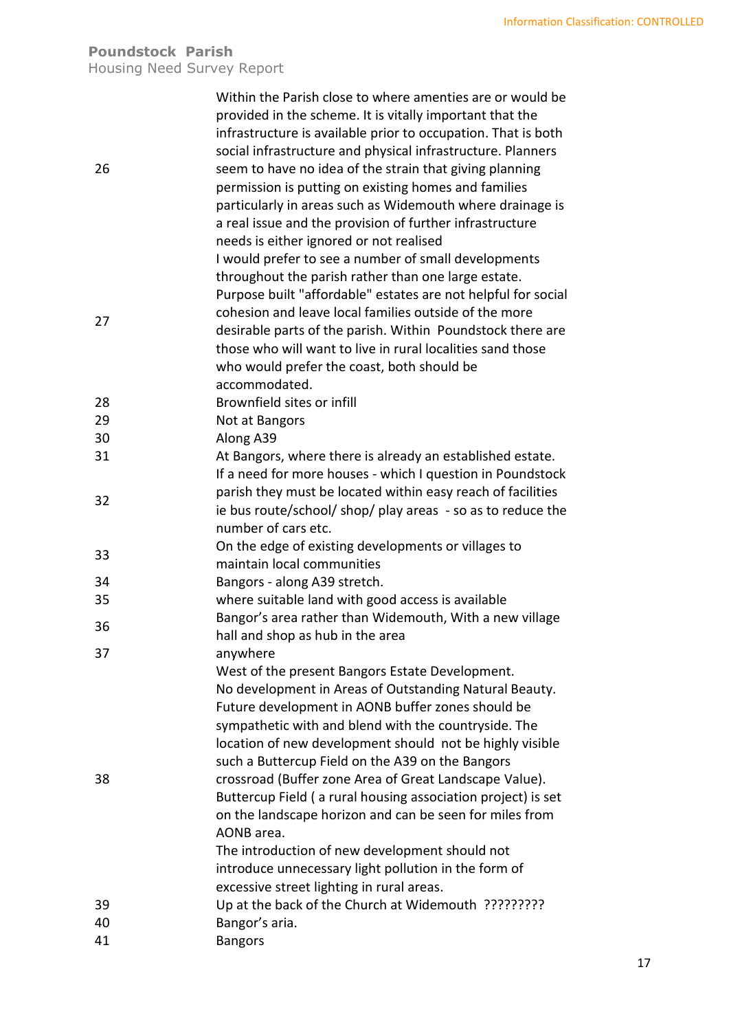| | |
|---|---|
| 26 | Within the Parish close to where amenties are or would be provided in the scheme. It is vitally important that the infrastructure is available prior to occupation. That is both social infrastructure and physical infrastructure. Planners seem to have no idea of the strain that giving planning permission is putting on existing homes and families particularly in areas such as Widemouth where drainage is a real issue and the provision of further infrastructure needs is either ignored or not realised |
| 27 | I would prefer to see a number of small developments throughout the parish rather than one large estate. Purpose built "affordable" estates are not helpful for social cohesion and leave local families outside of the more desirable parts of the parish. Within Poundstock there are those who will want to live in rural localities sand those who would prefer the coast, both should be accommodated. |
| 28 | Brownfield sites or infill |
| 29 | Not at Bangors |
| 30 | Along A39 |
| 31 | At Bangors, where there is already an established estate. |
| 32 | If a need for more houses - which I question in Poundstock parish they must be located within easy reach of facilities ie bus route/school/ shop/ play areas - so as to reduce the number of cars etc. |
| 33 | On the edge of existing developments or villages to maintain local communities |
| 34 | Bangors - along A39 stretch. |
| 35 | where suitable land with good access is available |
| 36 | Bangor's area rather than Widemouth, With a new village hall and shop as hub in the area |
| 37 | anywhere |
| 38 | West of the present Bangors Estate Development. No development in Areas of Outstanding Natural Beauty. Future development in AONB buffer zones should be sympathetic with and blend with the countryside. The location of new development should not be highly visible such a Buttercup Field on the A39 on the Bangors crossroad (Buffer zone Area of Great Landscape Value). Buttercup Field ( a rural housing association project) is set on the landscape horizon and can be seen for miles from AONB area. The introduction of new development should not introduce unnecessary light pollution in the form of excessive street lighting in rural areas. |
| 39 | Up at the back of the Church at Widemouth ????????? |
| 40 | Bangor's aria. |
| 41 | Bangors |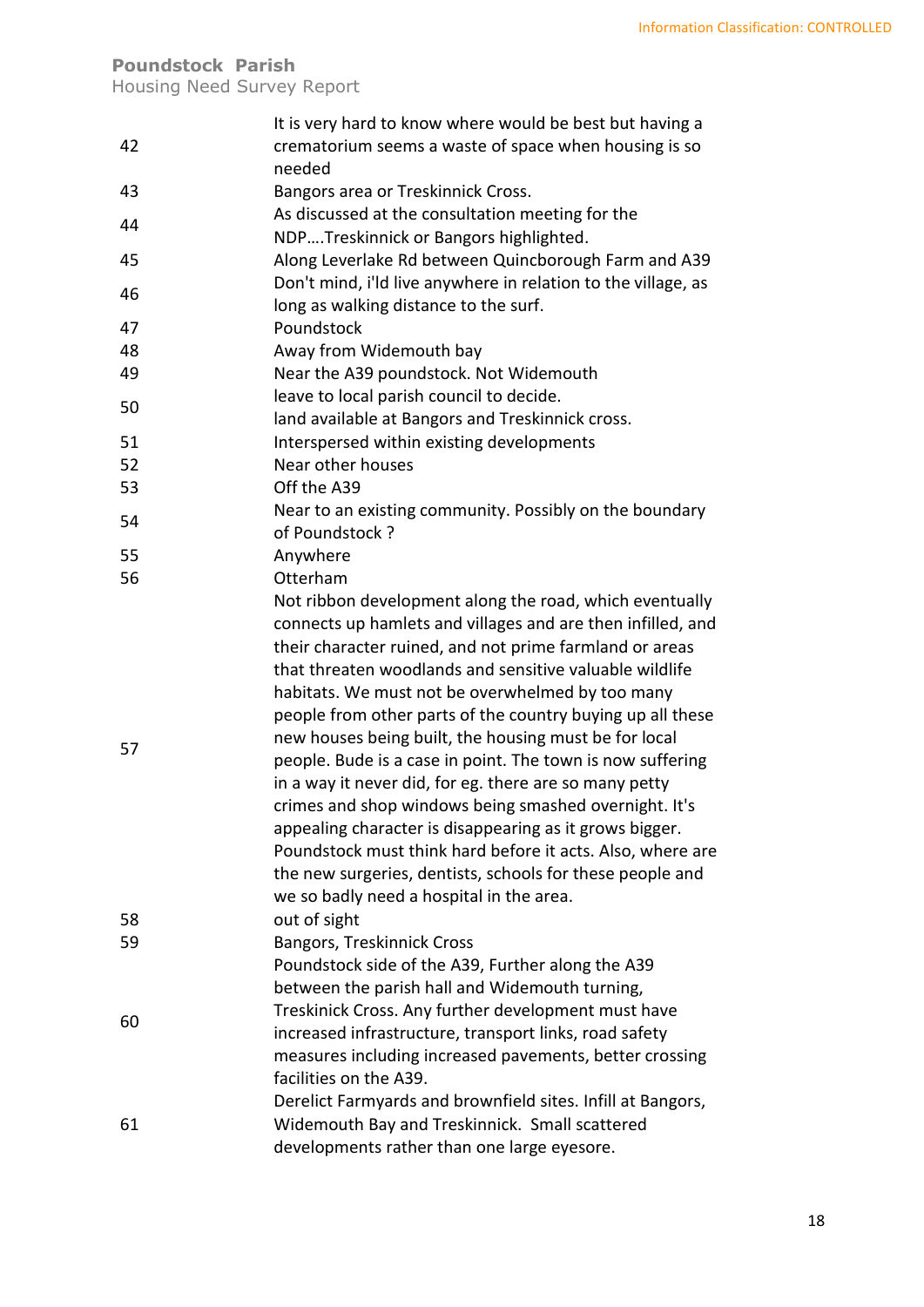| | |
|---|---|
| 42 | It is very hard to know where would be best but having a crematorium seems a waste of space when housing is so needed |
| 43 | Bangors area or Treskinnick Cross. |
| 44 | As discussed at the consultation meeting for the NDP….Treskinnick or Bangors highlighted. |
| 45 | Along Leverlake Rd between Quincborough Farm and A39 |
| 46 | Don't mind, i'ld live anywhere in relation to the village, as long as walking distance to the surf. |
| 47 | Poundstock |
| 48 | Away from Widemouth bay |
| 49 | Near the A39 poundstock. Not Widemouth |
| 50 | leave to local parish council to decide.<br>land available at Bangors and Treskinnick cross. |
| 51 | Interspersed within existing developments |
| 52 | Near other houses |
| 53 | Off the A39 |
| 54 | Near to an existing community. Possibly on the boundary of Poundstock ? |
| 55 | Anywhere |
| 56 | Otterham |
| 57 | Not ribbon development along the road, which eventually connects up hamlets and villages and are then infilled, and their character ruined, and not prime farmland or areas that threaten woodlands and sensitive valuable wildlife habitats. We must not be overwhelmed by too many people from other parts of the country buying up all these new houses being built, the housing must be for local people. Bude is a case in point. The town is now suffering in a way it never did, for eg. there are so many petty crimes and shop windows being smashed overnight. It's appealing character is disappearing as it grows bigger. Poundstock must think hard before it acts. Also, where are the new surgeries, dentists, schools for these people and we so badly need a hospital in the area. |
| 58 | out of sight |
| 59 | Bangors, Treskinnick Cross |
| 60 | Poundstock side of the A39, Further along the A39 between the parish hall and Widemouth turning, Treskinick Cross. Any further development must have increased infrastructure, transport links, road safety measures including increased pavements, better crossing facilities on the A39. |
| 61 | Derelict Farmyards and brownfield sites. Infill at Bangors, Widemouth Bay and Treskinnick. Small scattered developments rather than one large eyesore. |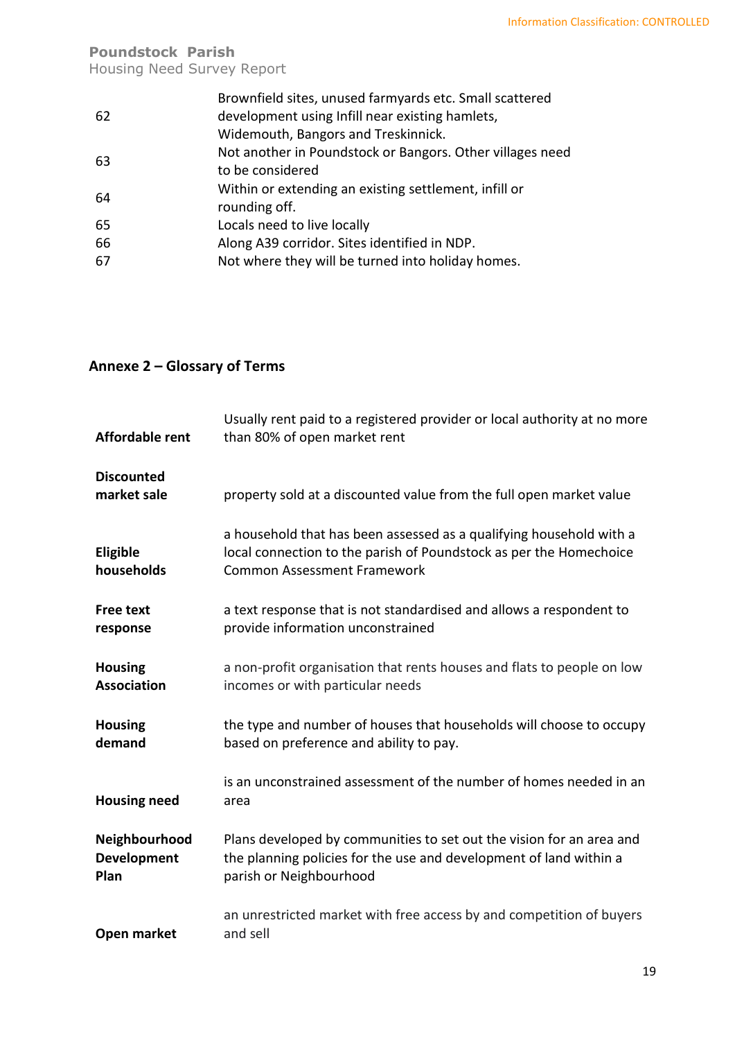| | |
|---|---|
| 62 | Brownfield sites, unused farmyards etc. Small scattered development using Infill near existing hamlets, Widemouth, Bangors and Treskinnick. |
| 63 | Not another in Poundstock or Bangors. Other villages need to be considered |
| 64 | Within or extending an existing settlement, infill or rounding off. |
| 65 | Locals need to live locally |
| 66 | Along A39 corridor. Sites identified in NDP. |
| 67 | Not where they will be turned into holiday homes. |

## Annexe 2 – Glossary of Terms

| | |
|---|---|
| **Affordable rent** | Usually rent paid to a registered provider or local authority at no more than 80% of open market rent |
| **Discounted market sale** | property sold at a discounted value from the full open market value |
| **Eligible households** | a household that has been assessed as a qualifying household with a local connection to the parish of Poundstock as per the Homechoice Common Assessment Framework |
| **Free text response** | a text response that is not standardised and allows a respondent to provide information unconstrained |
| **Housing Association** | a non-profit organisation that rents houses and flats to people on low incomes or with particular needs |
| **Housing demand** | the type and number of houses that households will choose to occupy based on preference and ability to pay. |
| **Housing need** | is an unconstrained assessment of the number of homes needed in an area |
| **Neighbourhood Development Plan** | Plans developed by communities to set out the vision for an area and the planning policies for the use and development of land within a parish or Neighbourhood |
| **Open market** | an unrestricted market with free access by and competition of buyers and sell |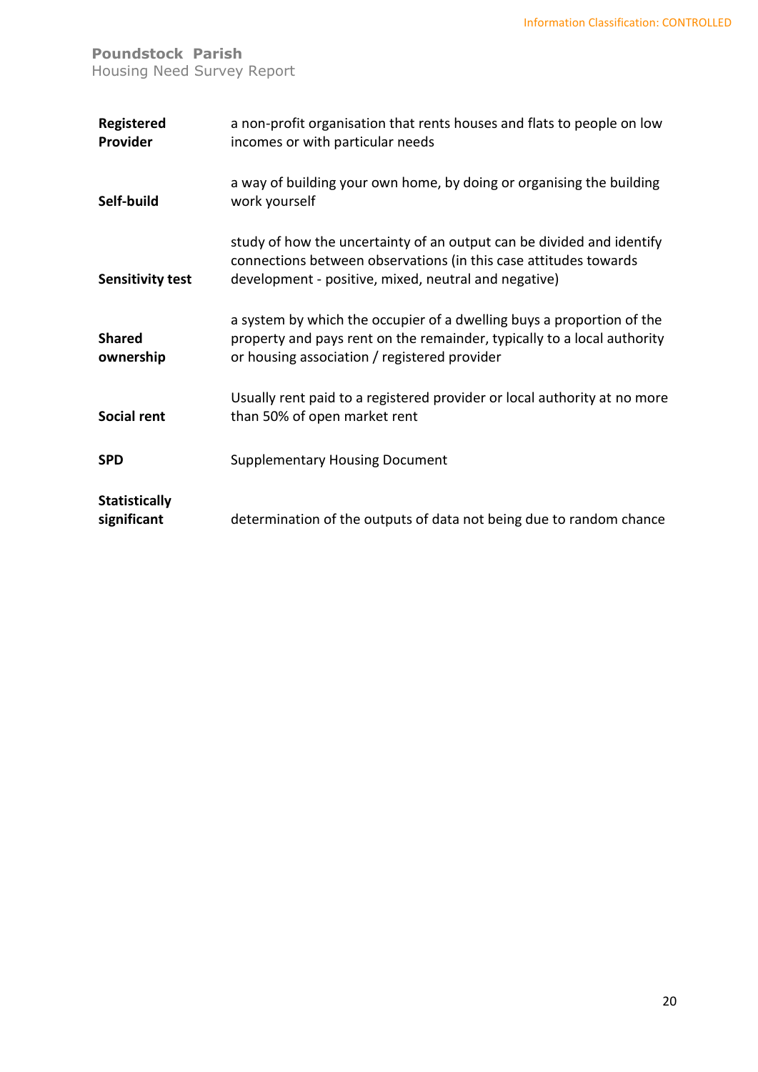| | |
|---|---|
| **Registered Provider** | a non-profit organisation that rents houses and flats to people on low incomes or with particular needs |
| **Self-build** | a way of building your own home, by doing or organising the building work yourself |
| **Sensitivity test** | study of how the uncertainty of an output can be divided and identify connections between observations (in this case attitudes towards development - positive, mixed, neutral and negative) |
| **Shared ownership** | a system by which the occupier of a dwelling buys a proportion of the property and pays rent on the remainder, typically to a local authority or housing association / registered provider |
| **Social rent** | Usually rent paid to a registered provider or local authority at no more than 50% of open market rent |
| **SPD** | Supplementary Housing Document |
| **Statistically significant** | determination of the outputs of data not being due to random chance |